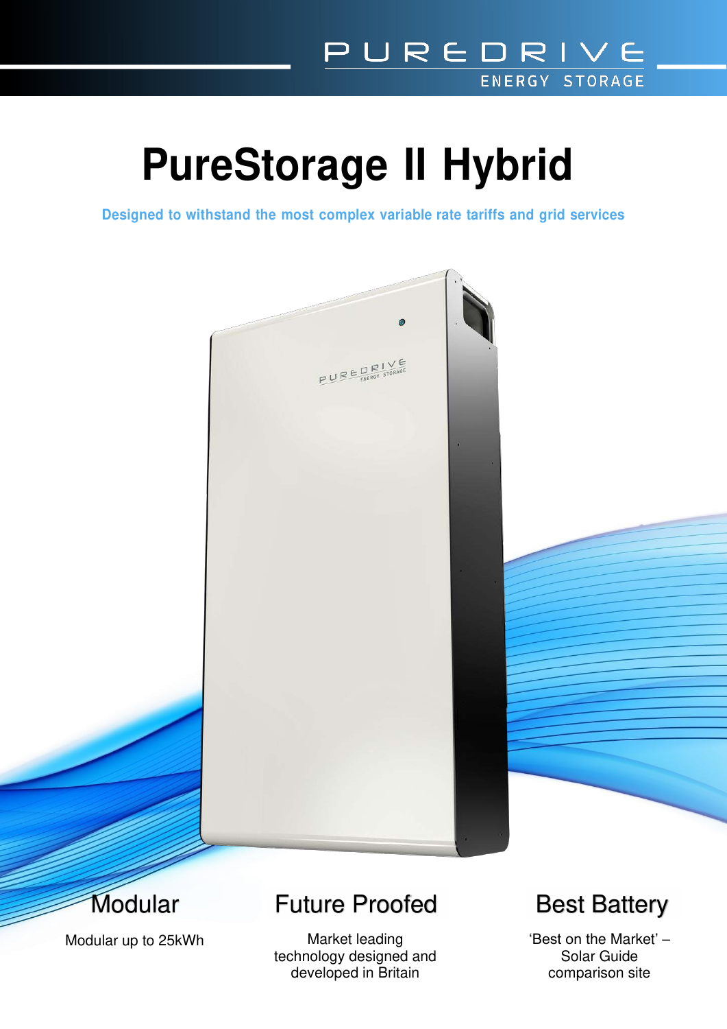PUREDRIVE
ENERGY STORAGE

# PureStorage II Hybrid

**Designed to withstand the most complex variable rate tariffs and grid services**

## Modular

Modular up to 25kWh

## Future Proofed

Market leading technology designed and developed in Britain

## Best Battery

'Best on the Market' – Solar Guide comparison site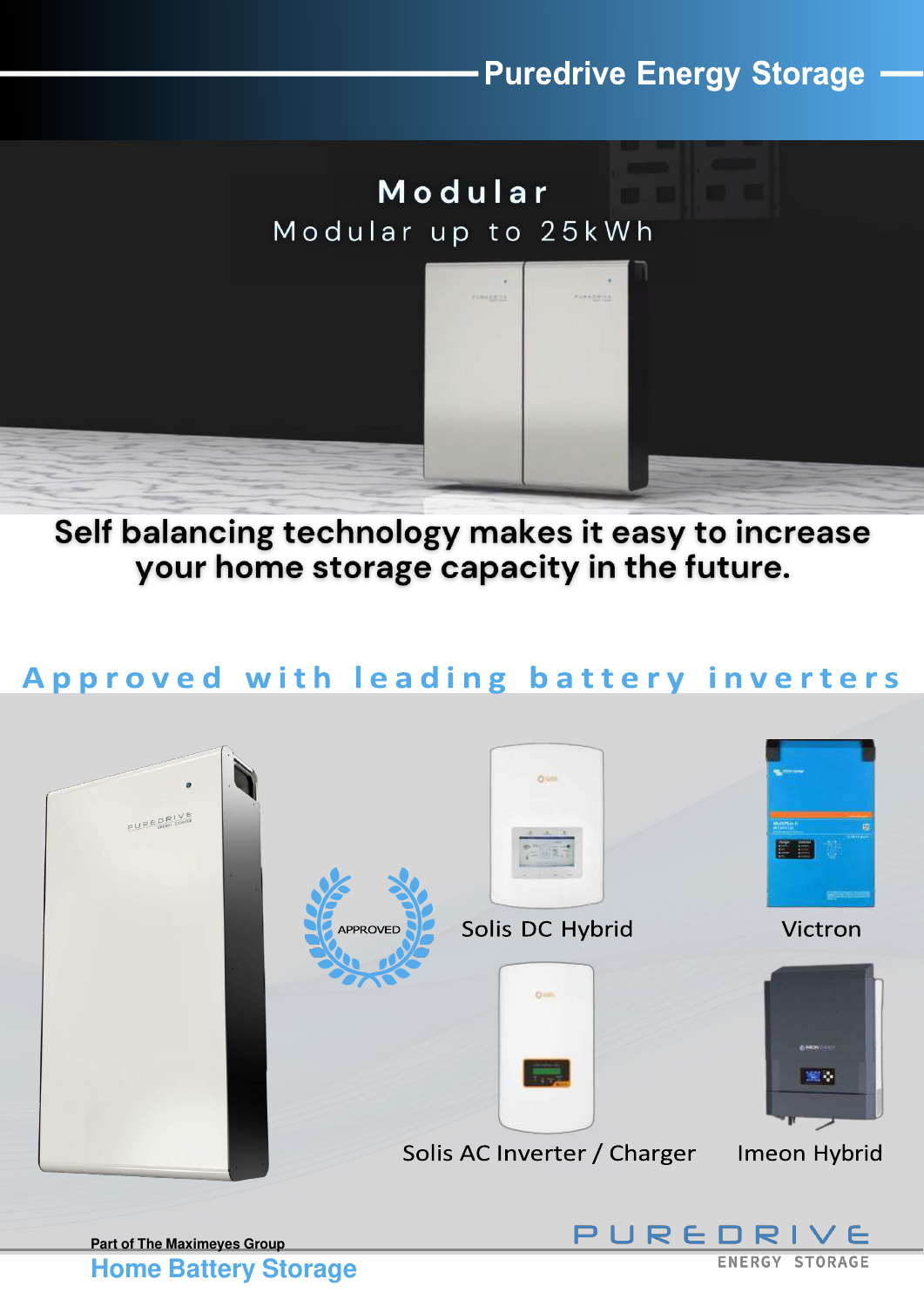# Puredrive Energy Storage

## Modular

Modular up to 25kWh

**Self balancing technology makes it easy to increase your home storage capacity in the future.**

## Approved with leading battery inverters

APPROVED

- Solis DC Hybrid
- Victron
- Solis AC Inverter / Charger
- Imeon Hybrid

Part of The Maximeyes Group

**Home Battery Storage**

PUREDRIVE ENERGY STORAGE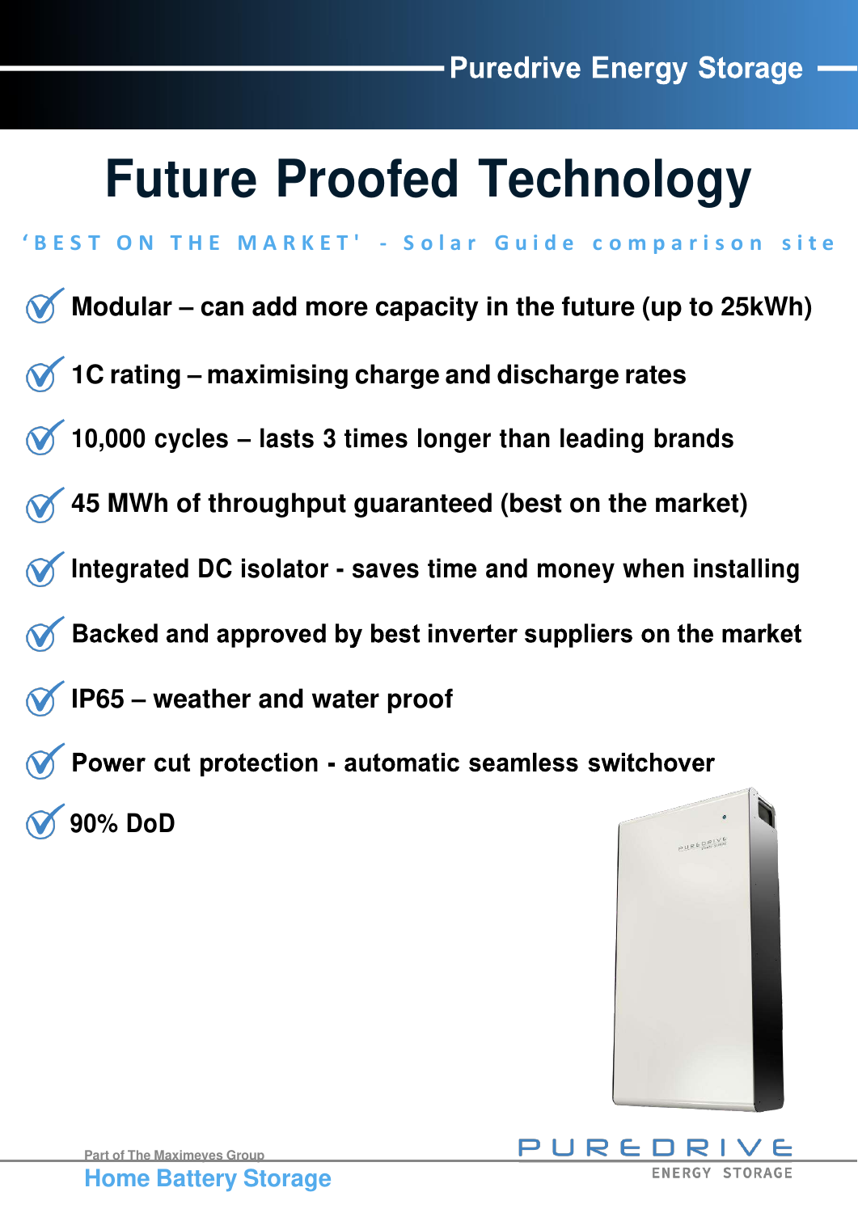# Future Proofed Technology

'BEST ON THE MARKET' - Solar Guide comparison site

- Modular – can add more capacity in the future (up to 25kWh)
- 1C rating – maximising charge and discharge rates
- 10,000 cycles – lasts 3 times longer than leading brands
- 45 MWh of throughput guaranteed (best on the market)
- Integrated DC isolator - saves time and money when installing
- Backed and approved by best inverter suppliers on the market
- IP65 – weather and water proof
- Power cut protection - automatic seamless switchover
- 90% DoD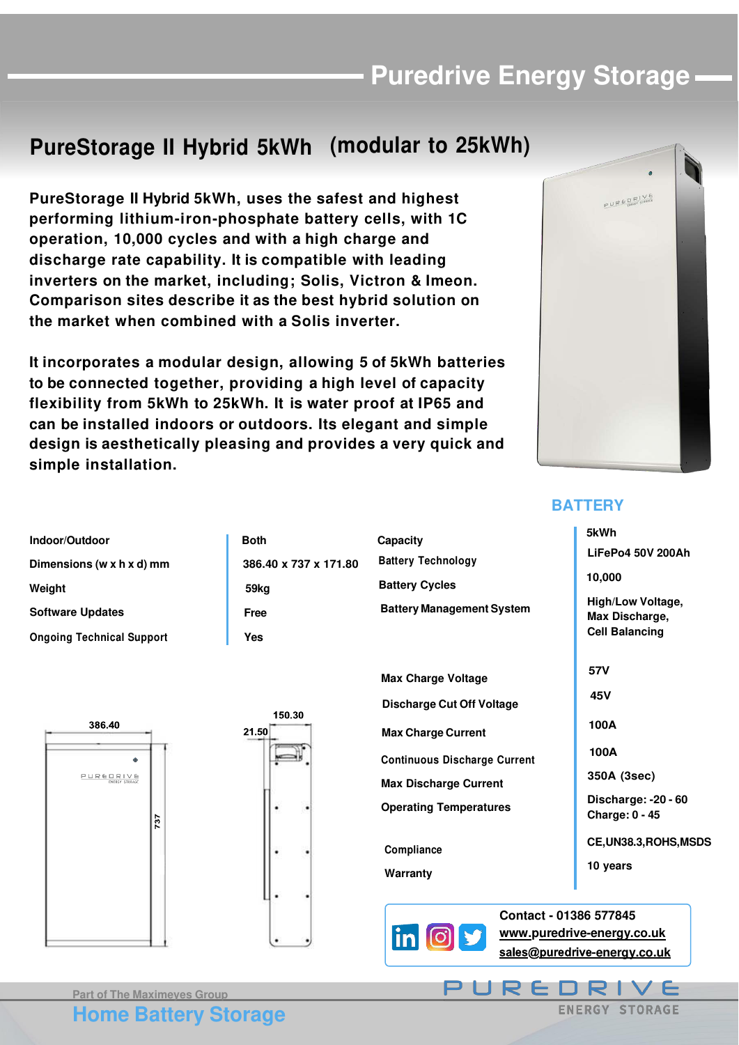## Puredrive Energy Storage

# PureStorage II Hybrid 5kWh (modular to 25kWh)

**PureStorage II Hybrid 5kWh, uses the safest and highest performing lithium-iron-phosphate battery cells, with 1C operation, 10,000 cycles and with a high charge and discharge rate capability. It is compatible with leading inverters on the market, including; Solis, Victron & Imeon. Comparison sites describe it as the best hybrid solution on the market when combined with a Solis inverter.**

**It incorporates a modular design, allowing 5 of 5kWh batteries to be connected together, providing a high level of capacity flexibility from 5kWh to 25kWh. It is water proof at IP65 and can be installed indoors or outdoors. Its elegant and simple design is aesthetically pleasing and provides a very quick and simple installation.**

| | |
|---|---|
| Indoor/Outdoor | Both |
| Dimensions (w x h x d) mm | 386.40 x 737 x 171.80 |
| Weight | 59kg |
| Software Updates | Free |
| Ongoing Technical Support | Yes |

### BATTERY

| | |
|---|---|
| Capacity | 5kWh |
| Battery Technology | LiFePo4 50V 200Ah |
| Battery Cycles | 10,000 |
| Battery Management System | High/Low Voltage, Max Discharge, Cell Balancing |
| Max Charge Voltage | 57V |
| Discharge Cut Off Voltage | 45V |
| Max Charge Current | 100A |
| Continuous Discharge Current | 100A |
| Max Discharge Current | 350A (3sec) |
| Operating Temperatures | Discharge: -20 - 60<br>Charge: 0 - 45 |
| Compliance | CE,UN38.3,ROHS,MSDS |
| Warranty | 10 years |

386.40

737

150.30

21.50

Contact - 01386 577845

www.puredrive-energy.co.uk

sales@puredrive-energy.co.uk

Part of The Maximeyes Group

**Home Battery Storage**

PUREDRIVE ENERGY STORAGE